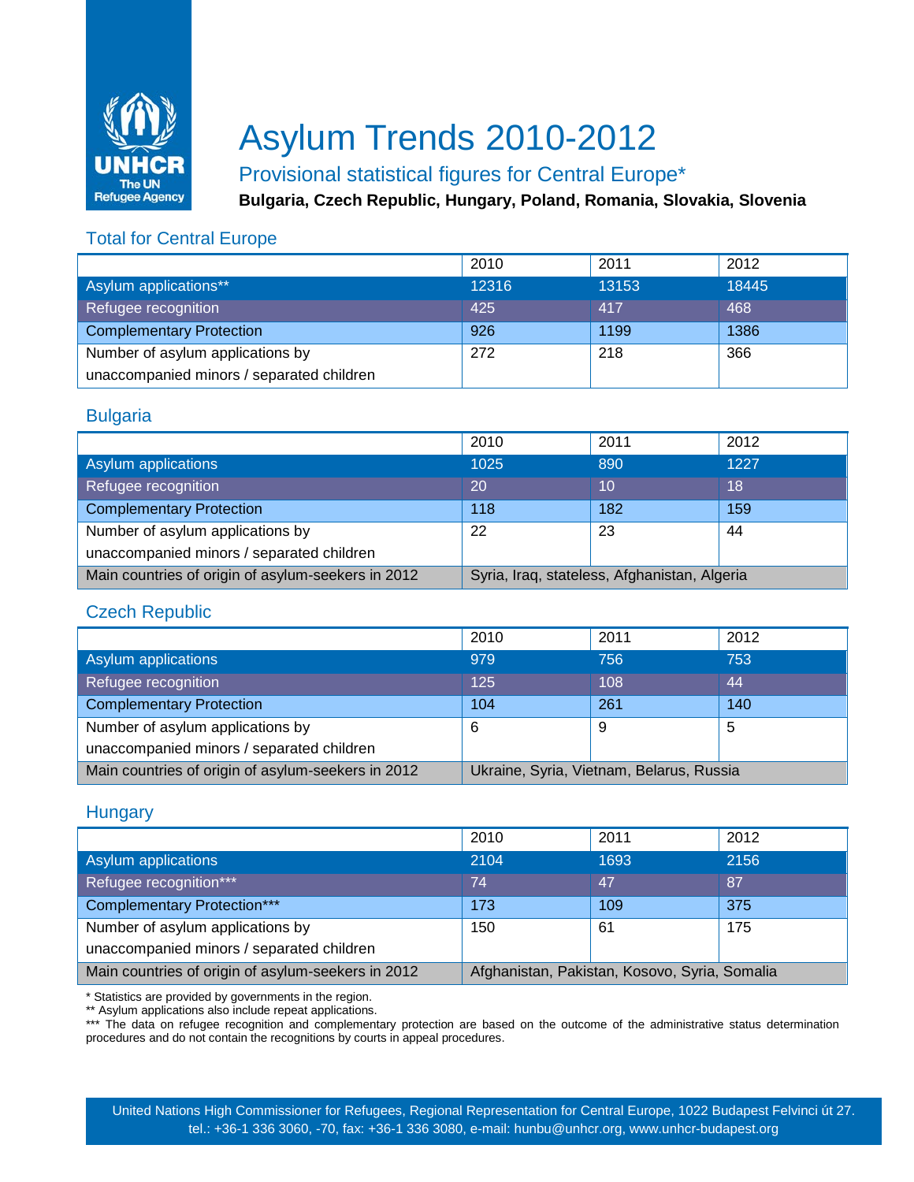UNHCR
The UN Refugee Agency

# Asylum Trends 2010-2012

## Provisional statistical figures for Central Europe*

**Bulgaria, Czech Republic, Hungary, Poland, Romania, Slovakia, Slovenia**

### Total for Central Europe

| | 2010 | 2011 | 2012 |
|---|---|---|---|
| Asylum applications** | 12316 | 13153 | 18445 |
| Refugee recognition | 425 | 417 | 468 |
| Complementary Protection | 926 | 1199 | 1386 |
| Number of asylum applications by unaccompanied minors / separated children | 272 | 218 | 366 |

### Bulgaria

| | 2010 | 2011 | 2012 |
|---|---|---|---|
| Asylum applications | 1025 | 890 | 1227 |
| Refugee recognition | 20 | 10 | 18 |
| Complementary Protection | 118 | 182 | 159 |
| Number of asylum applications by unaccompanied minors / separated children | 22 | 23 | 44 |
| Main countries of origin of asylum-seekers in 2012 | Syria, Iraq, stateless, Afghanistan, Algeria | | |

### Czech Republic

| | 2010 | 2011 | 2012 |
|---|---|---|---|
| Asylum applications | 979 | 756 | 753 |
| Refugee recognition | 125 | 108 | 44 |
| Complementary Protection | 104 | 261 | 140 |
| Number of asylum applications by unaccompanied minors / separated children | 6 | 9 | 5 |
| Main countries of origin of asylum-seekers in 2012 | Ukraine, Syria, Vietnam, Belarus, Russia | | |

### Hungary

| | 2010 | 2011 | 2012 |
|---|---|---|---|
| Asylum applications | 2104 | 1693 | 2156 |
| Refugee recognition*** | 74 | 47 | 87 |
| Complementary Protection*** | 173 | 109 | 375 |
| Number of asylum applications by unaccompanied minors / separated children | 150 | 61 | 175 |
| Main countries of origin of asylum-seekers in 2012 | Afghanistan, Pakistan, Kosovo, Syria, Somalia | | |

* Statistics are provided by governments in the region.
** Asylum applications also include repeat applications.
*** The data on refugee recognition and complementary protection are based on the outcome of the administrative status determination procedures and do not contain the recognitions by courts in appeal procedures.

United Nations High Commissioner for Refugees, Regional Representation for Central Europe, 1022 Budapest Felvinci út 27.
tel.: +36-1 336 3060, -70, fax: +36-1 336 3080, e-mail: hunbu@unhcr.org, www.unhcr-budapest.org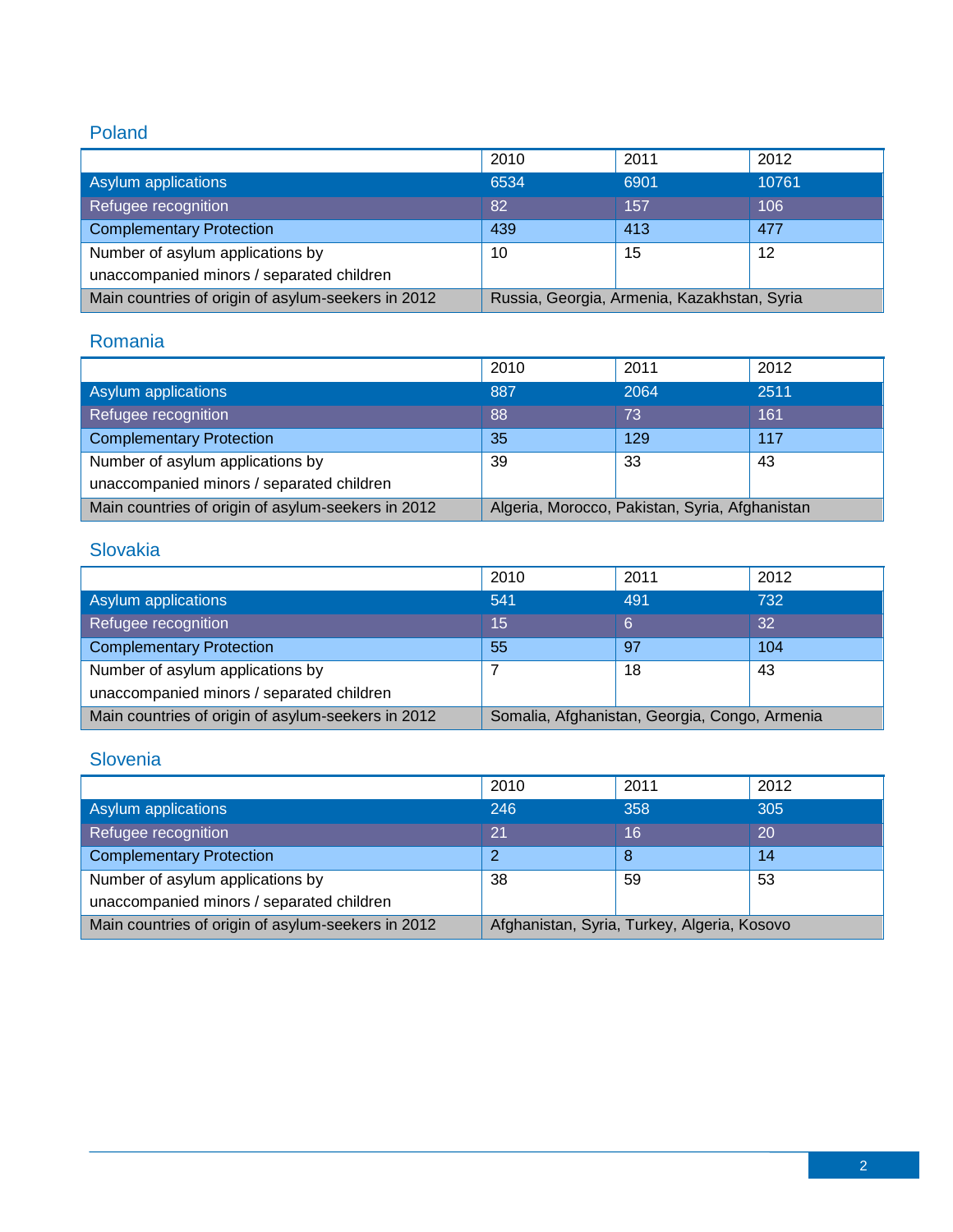## Poland

| | 2010 | 2011 | 2012 |
|---|---|---|---|
| Asylum applications | 6534 | 6901 | 10761 |
| Refugee recognition | 82 | 157 | 106 |
| Complementary Protection | 439 | 413 | 477 |
| Number of asylum applications by unaccompanied minors / separated children | 10 | 15 | 12 |
| Main countries of origin of asylum-seekers in 2012 | Russia, Georgia, Armenia, Kazakhstan, Syria | | |

## Romania

| | 2010 | 2011 | 2012 |
|---|---|---|---|
| Asylum applications | 887 | 2064 | 2511 |
| Refugee recognition | 88 | 73 | 161 |
| Complementary Protection | 35 | 129 | 117 |
| Number of asylum applications by unaccompanied minors / separated children | 39 | 33 | 43 |
| Main countries of origin of asylum-seekers in 2012 | Algeria, Morocco, Pakistan, Syria, Afghanistan | | |

## Slovakia

| | 2010 | 2011 | 2012 |
|---|---|---|---|
| Asylum applications | 541 | 491 | 732 |
| Refugee recognition | 15 | 6 | 32 |
| Complementary Protection | 55 | 97 | 104 |
| Number of asylum applications by unaccompanied minors / separated children | 7 | 18 | 43 |
| Main countries of origin of asylum-seekers in 2012 | Somalia, Afghanistan, Georgia, Congo, Armenia | | |

## Slovenia

| | 2010 | 2011 | 2012 |
|---|---|---|---|
| Asylum applications | 246 | 358 | 305 |
| Refugee recognition | 21 | 16 | 20 |
| Complementary Protection | 2 | 8 | 14 |
| Number of asylum applications by unaccompanied minors / separated children | 38 | 59 | 53 |
| Main countries of origin of asylum-seekers in 2012 | Afghanistan, Syria, Turkey, Algeria, Kosovo | | |